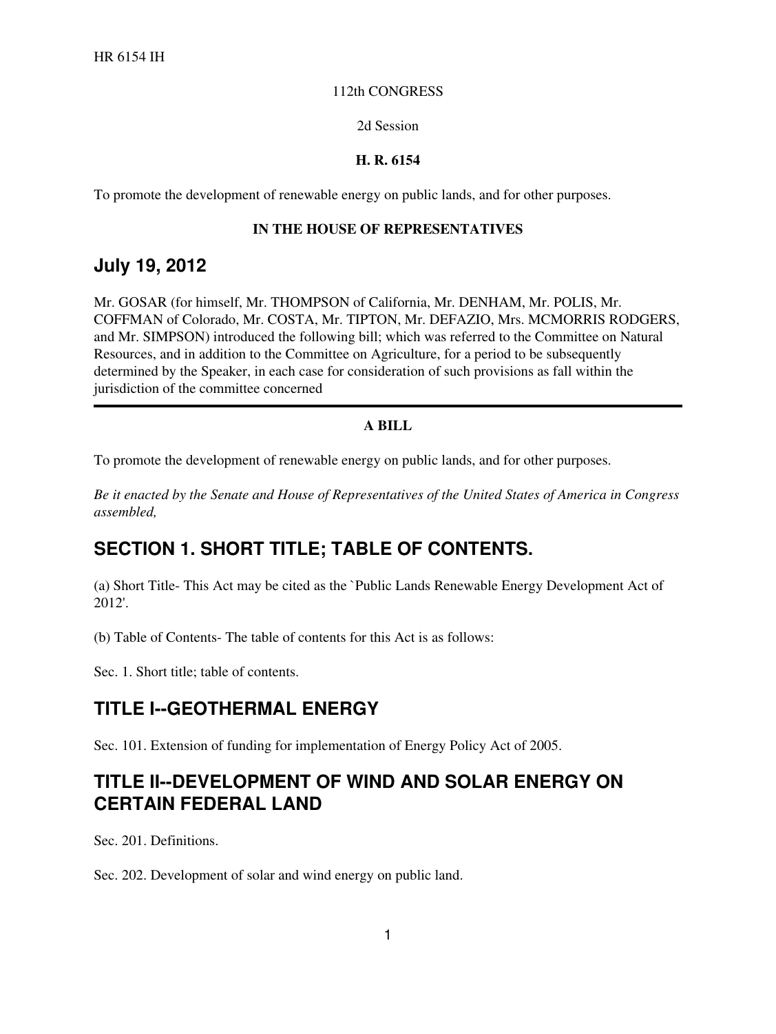HR 6154 IH

112th CONGRESS

2d Session

**H. R. 6154**

To promote the development of renewable energy on public lands, and for other purposes.

**IN THE HOUSE OF REPRESENTATIVES**

## July 19, 2012

Mr. GOSAR (for himself, Mr. THOMPSON of California, Mr. DENHAM, Mr. POLIS, Mr. COFFMAN of Colorado, Mr. COSTA, Mr. TIPTON, Mr. DEFAZIO, Mrs. MCMORRIS RODGERS, and Mr. SIMPSON) introduced the following bill; which was referred to the Committee on Natural Resources, and in addition to the Committee on Agriculture, for a period to be subsequently determined by the Speaker, in each case for consideration of such provisions as fall within the jurisdiction of the committee concerned

---

**A BILL**

To promote the development of renewable energy on public lands, and for other purposes.

*Be it enacted by the Senate and House of Representatives of the United States of America in Congress assembled,*

## SECTION 1. SHORT TITLE; TABLE OF CONTENTS.

(a) Short Title- This Act may be cited as the `Public Lands Renewable Energy Development Act of 2012'.

(b) Table of Contents- The table of contents for this Act is as follows:

Sec. 1. Short title; table of contents.

## TITLE I--GEOTHERMAL ENERGY

Sec. 101. Extension of funding for implementation of Energy Policy Act of 2005.

## TITLE II--DEVELOPMENT OF WIND AND SOLAR ENERGY ON CERTAIN FEDERAL LAND

Sec. 201. Definitions.

Sec. 202. Development of solar and wind energy on public land.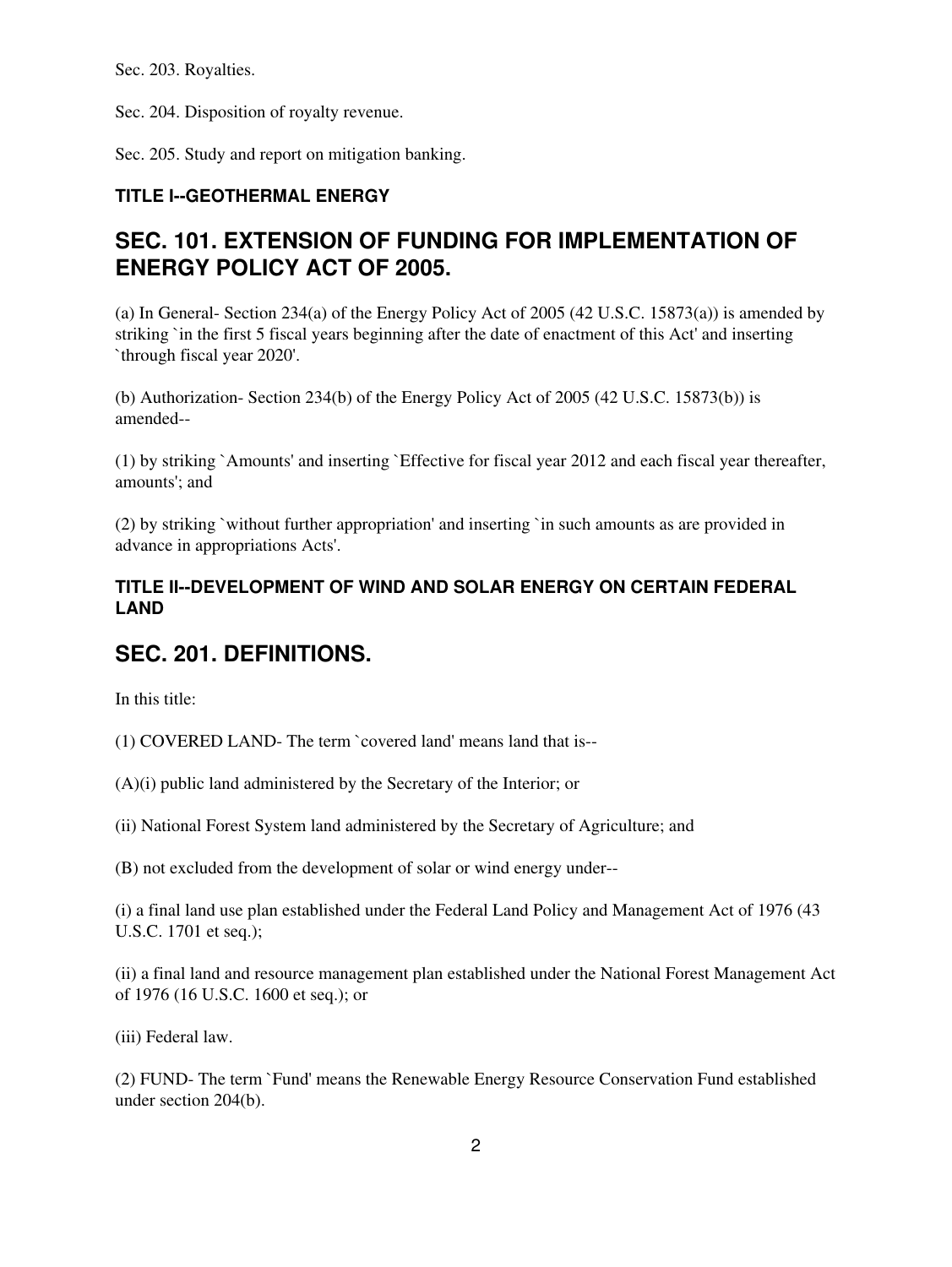Sec. 203. Royalties.

Sec. 204. Disposition of royalty revenue.

Sec. 205. Study and report on mitigation banking.

### TITLE I--GEOTHERMAL ENERGY

## SEC. 101. EXTENSION OF FUNDING FOR IMPLEMENTATION OF ENERGY POLICY ACT OF 2005.

(a) In General- Section 234(a) of the Energy Policy Act of 2005 (42 U.S.C. 15873(a)) is amended by striking `in the first 5 fiscal years beginning after the date of enactment of this Act' and inserting `through fiscal year 2020'.

(b) Authorization- Section 234(b) of the Energy Policy Act of 2005 (42 U.S.C. 15873(b)) is amended--

(1) by striking `Amounts' and inserting `Effective for fiscal year 2012 and each fiscal year thereafter, amounts'; and

(2) by striking `without further appropriation' and inserting `in such amounts as are provided in advance in appropriations Acts'.

### TITLE II--DEVELOPMENT OF WIND AND SOLAR ENERGY ON CERTAIN FEDERAL LAND

## SEC. 201. DEFINITIONS.

In this title:

(1) COVERED LAND- The term `covered land' means land that is--

(A)(i) public land administered by the Secretary of the Interior; or

(ii) National Forest System land administered by the Secretary of Agriculture; and

(B) not excluded from the development of solar or wind energy under--

(i) a final land use plan established under the Federal Land Policy and Management Act of 1976 (43 U.S.C. 1701 et seq.);

(ii) a final land and resource management plan established under the National Forest Management Act of 1976 (16 U.S.C. 1600 et seq.); or

(iii) Federal law.

(2) FUND- The term `Fund' means the Renewable Energy Resource Conservation Fund established under section 204(b).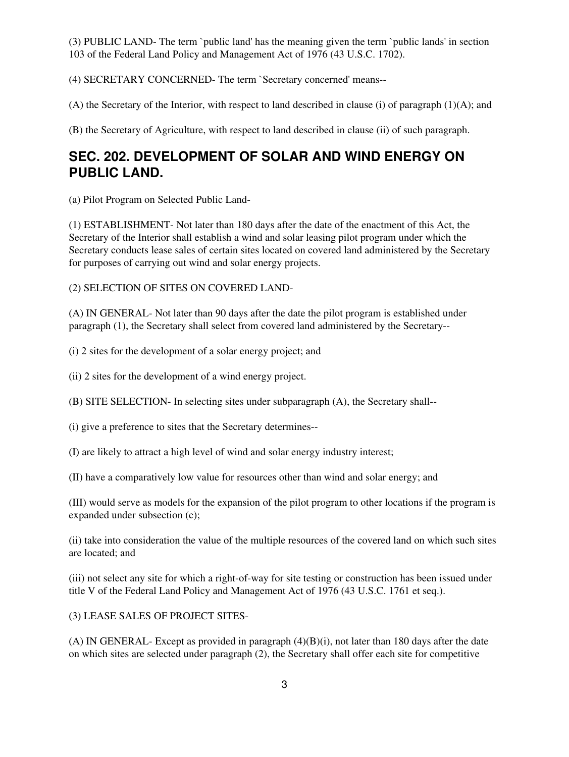(3) PUBLIC LAND- The term `public land' has the meaning given the term `public lands' in section 103 of the Federal Land Policy and Management Act of 1976 (43 U.S.C. 1702).

(4) SECRETARY CONCERNED- The term `Secretary concerned' means--

(A) the Secretary of the Interior, with respect to land described in clause (i) of paragraph (1)(A); and

(B) the Secretary of Agriculture, with respect to land described in clause (ii) of such paragraph.

## SEC. 202. DEVELOPMENT OF SOLAR AND WIND ENERGY ON PUBLIC LAND.

(a) Pilot Program on Selected Public Land-

(1) ESTABLISHMENT- Not later than 180 days after the date of the enactment of this Act, the Secretary of the Interior shall establish a wind and solar leasing pilot program under which the Secretary conducts lease sales of certain sites located on covered land administered by the Secretary for purposes of carrying out wind and solar energy projects.

(2) SELECTION OF SITES ON COVERED LAND-

(A) IN GENERAL- Not later than 90 days after the date the pilot program is established under paragraph (1), the Secretary shall select from covered land administered by the Secretary--

(i) 2 sites for the development of a solar energy project; and

(ii) 2 sites for the development of a wind energy project.

(B) SITE SELECTION- In selecting sites under subparagraph (A), the Secretary shall--

(i) give a preference to sites that the Secretary determines--

(I) are likely to attract a high level of wind and solar energy industry interest;

(II) have a comparatively low value for resources other than wind and solar energy; and

(III) would serve as models for the expansion of the pilot program to other locations if the program is expanded under subsection (c);

(ii) take into consideration the value of the multiple resources of the covered land on which such sites are located; and

(iii) not select any site for which a right-of-way for site testing or construction has been issued under title V of the Federal Land Policy and Management Act of 1976 (43 U.S.C. 1761 et seq.).

(3) LEASE SALES OF PROJECT SITES-

(A) IN GENERAL- Except as provided in paragraph (4)(B)(i), not later than 180 days after the date on which sites are selected under paragraph (2), the Secretary shall offer each site for competitive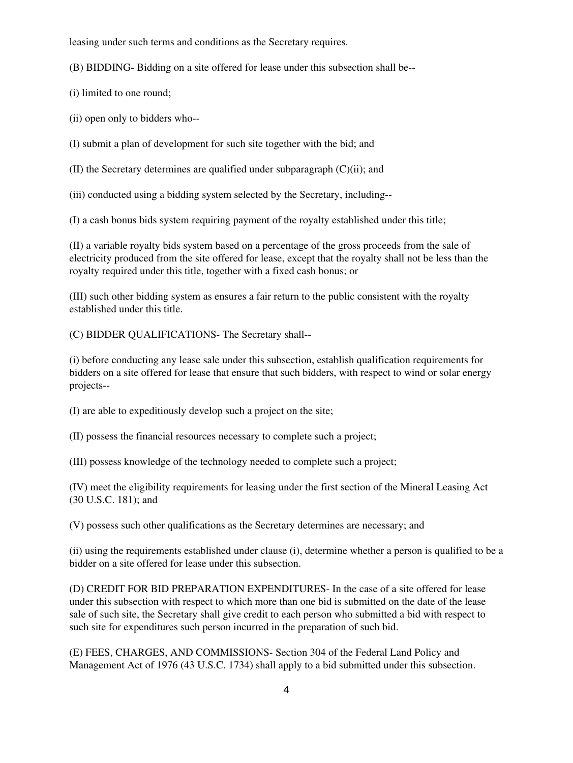leasing under such terms and conditions as the Secretary requires.

(B) BIDDING- Bidding on a site offered for lease under this subsection shall be--

(i) limited to one round;

(ii) open only to bidders who--

(I) submit a plan of development for such site together with the bid; and

(II) the Secretary determines are qualified under subparagraph (C)(ii); and

(iii) conducted using a bidding system selected by the Secretary, including--

(I) a cash bonus bids system requiring payment of the royalty established under this title;

(II) a variable royalty bids system based on a percentage of the gross proceeds from the sale of electricity produced from the site offered for lease, except that the royalty shall not be less than the royalty required under this title, together with a fixed cash bonus; or

(III) such other bidding system as ensures a fair return to the public consistent with the royalty established under this title.

(C) BIDDER QUALIFICATIONS- The Secretary shall--

(i) before conducting any lease sale under this subsection, establish qualification requirements for bidders on a site offered for lease that ensure that such bidders, with respect to wind or solar energy projects--

(I) are able to expeditiously develop such a project on the site;

(II) possess the financial resources necessary to complete such a project;

(III) possess knowledge of the technology needed to complete such a project;

(IV) meet the eligibility requirements for leasing under the first section of the Mineral Leasing Act (30 U.S.C. 181); and

(V) possess such other qualifications as the Secretary determines are necessary; and

(ii) using the requirements established under clause (i), determine whether a person is qualified to be a bidder on a site offered for lease under this subsection.

(D) CREDIT FOR BID PREPARATION EXPENDITURES- In the case of a site offered for lease under this subsection with respect to which more than one bid is submitted on the date of the lease sale of such site, the Secretary shall give credit to each person who submitted a bid with respect to such site for expenditures such person incurred in the preparation of such bid.

(E) FEES, CHARGES, AND COMMISSIONS- Section 304 of the Federal Land Policy and Management Act of 1976 (43 U.S.C. 1734) shall apply to a bid submitted under this subsection.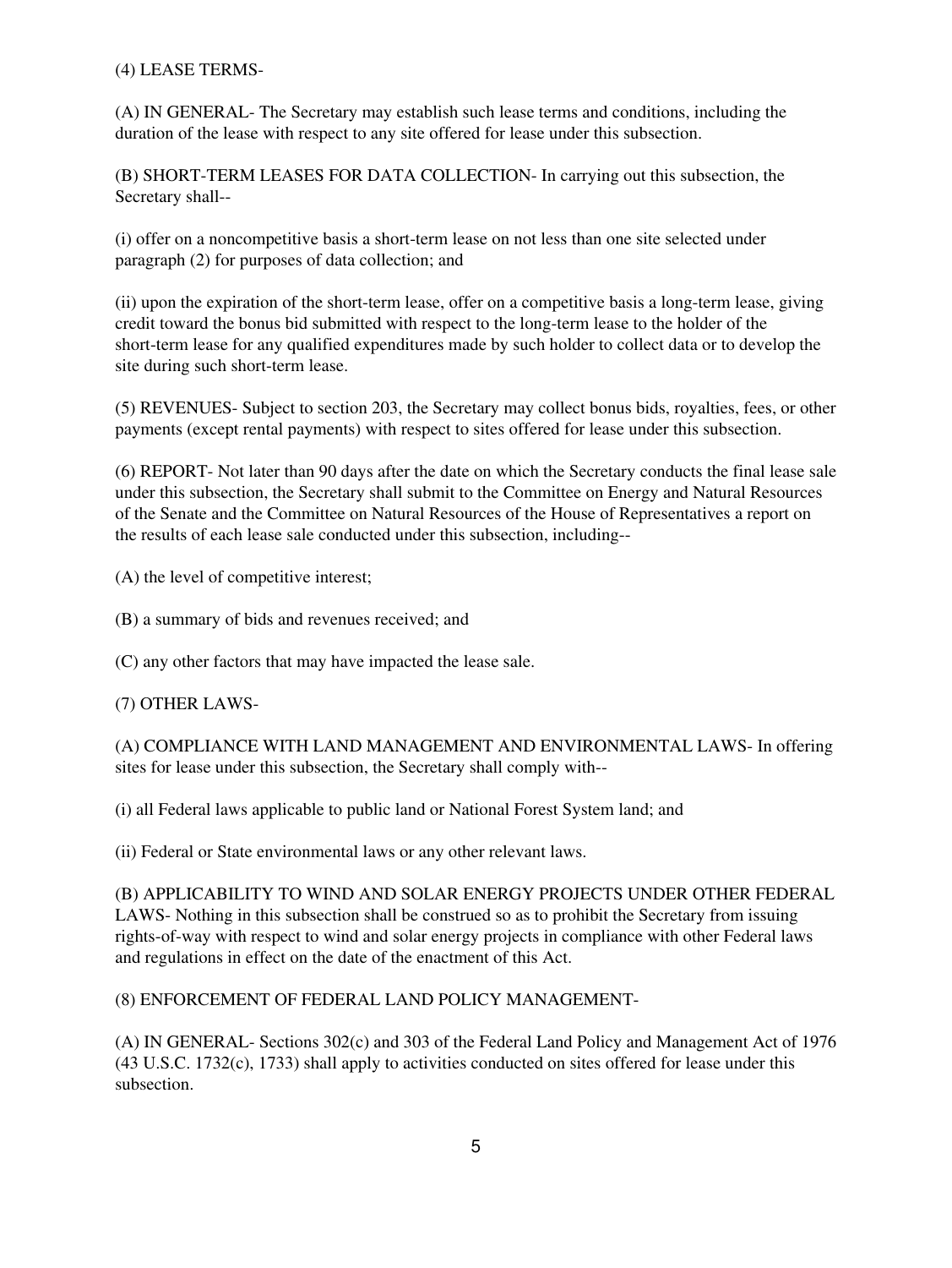(4) LEASE TERMS-

(A) IN GENERAL- The Secretary may establish such lease terms and conditions, including the duration of the lease with respect to any site offered for lease under this subsection.

(B) SHORT-TERM LEASES FOR DATA COLLECTION- In carrying out this subsection, the Secretary shall--

(i) offer on a noncompetitive basis a short-term lease on not less than one site selected under paragraph (2) for purposes of data collection; and

(ii) upon the expiration of the short-term lease, offer on a competitive basis a long-term lease, giving credit toward the bonus bid submitted with respect to the long-term lease to the holder of the short-term lease for any qualified expenditures made by such holder to collect data or to develop the site during such short-term lease.

(5) REVENUES- Subject to section 203, the Secretary may collect bonus bids, royalties, fees, or other payments (except rental payments) with respect to sites offered for lease under this subsection.

(6) REPORT- Not later than 90 days after the date on which the Secretary conducts the final lease sale under this subsection, the Secretary shall submit to the Committee on Energy and Natural Resources of the Senate and the Committee on Natural Resources of the House of Representatives a report on the results of each lease sale conducted under this subsection, including--

(A) the level of competitive interest;

(B) a summary of bids and revenues received; and

(C) any other factors that may have impacted the lease sale.

(7) OTHER LAWS-

(A) COMPLIANCE WITH LAND MANAGEMENT AND ENVIRONMENTAL LAWS- In offering sites for lease under this subsection, the Secretary shall comply with--

(i) all Federal laws applicable to public land or National Forest System land; and

(ii) Federal or State environmental laws or any other relevant laws.

(B) APPLICABILITY TO WIND AND SOLAR ENERGY PROJECTS UNDER OTHER FEDERAL LAWS- Nothing in this subsection shall be construed so as to prohibit the Secretary from issuing rights-of-way with respect to wind and solar energy projects in compliance with other Federal laws and regulations in effect on the date of the enactment of this Act.

(8) ENFORCEMENT OF FEDERAL LAND POLICY MANAGEMENT-

(A) IN GENERAL- Sections 302(c) and 303 of the Federal Land Policy and Management Act of 1976 (43 U.S.C. 1732(c), 1733) shall apply to activities conducted on sites offered for lease under this subsection.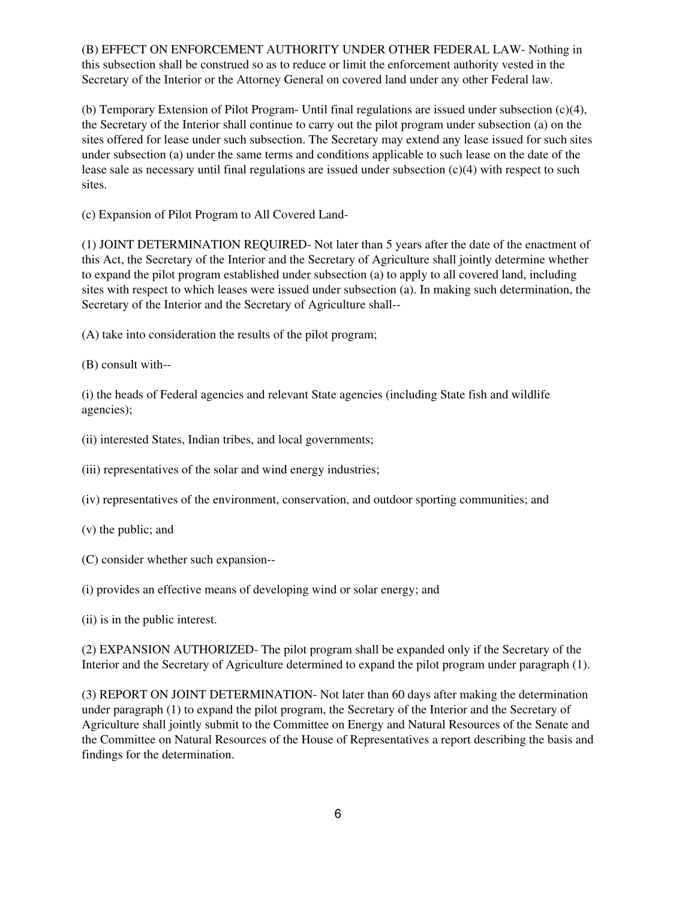(B) EFFECT ON ENFORCEMENT AUTHORITY UNDER OTHER FEDERAL LAW- Nothing in this subsection shall be construed so as to reduce or limit the enforcement authority vested in the Secretary of the Interior or the Attorney General on covered land under any other Federal law.

(b) Temporary Extension of Pilot Program- Until final regulations are issued under subsection (c)(4), the Secretary of the Interior shall continue to carry out the pilot program under subsection (a) on the sites offered for lease under such subsection. The Secretary may extend any lease issued for such sites under subsection (a) under the same terms and conditions applicable to such lease on the date of the lease sale as necessary until final regulations are issued under subsection (c)(4) with respect to such sites.

(c) Expansion of Pilot Program to All Covered Land-

(1) JOINT DETERMINATION REQUIRED- Not later than 5 years after the date of the enactment of this Act, the Secretary of the Interior and the Secretary of Agriculture shall jointly determine whether to expand the pilot program established under subsection (a) to apply to all covered land, including sites with respect to which leases were issued under subsection (a). In making such determination, the Secretary of the Interior and the Secretary of Agriculture shall--

(A) take into consideration the results of the pilot program;

(B) consult with--

(i) the heads of Federal agencies and relevant State agencies (including State fish and wildlife agencies);

(ii) interested States, Indian tribes, and local governments;

(iii) representatives of the solar and wind energy industries;

(iv) representatives of the environment, conservation, and outdoor sporting communities; and

(v) the public; and

(C) consider whether such expansion--

(i) provides an effective means of developing wind or solar energy; and

(ii) is in the public interest.

(2) EXPANSION AUTHORIZED- The pilot program shall be expanded only if the Secretary of the Interior and the Secretary of Agriculture determined to expand the pilot program under paragraph (1).

(3) REPORT ON JOINT DETERMINATION- Not later than 60 days after making the determination under paragraph (1) to expand the pilot program, the Secretary of the Interior and the Secretary of Agriculture shall jointly submit to the Committee on Energy and Natural Resources of the Senate and the Committee on Natural Resources of the House of Representatives a report describing the basis and findings for the determination.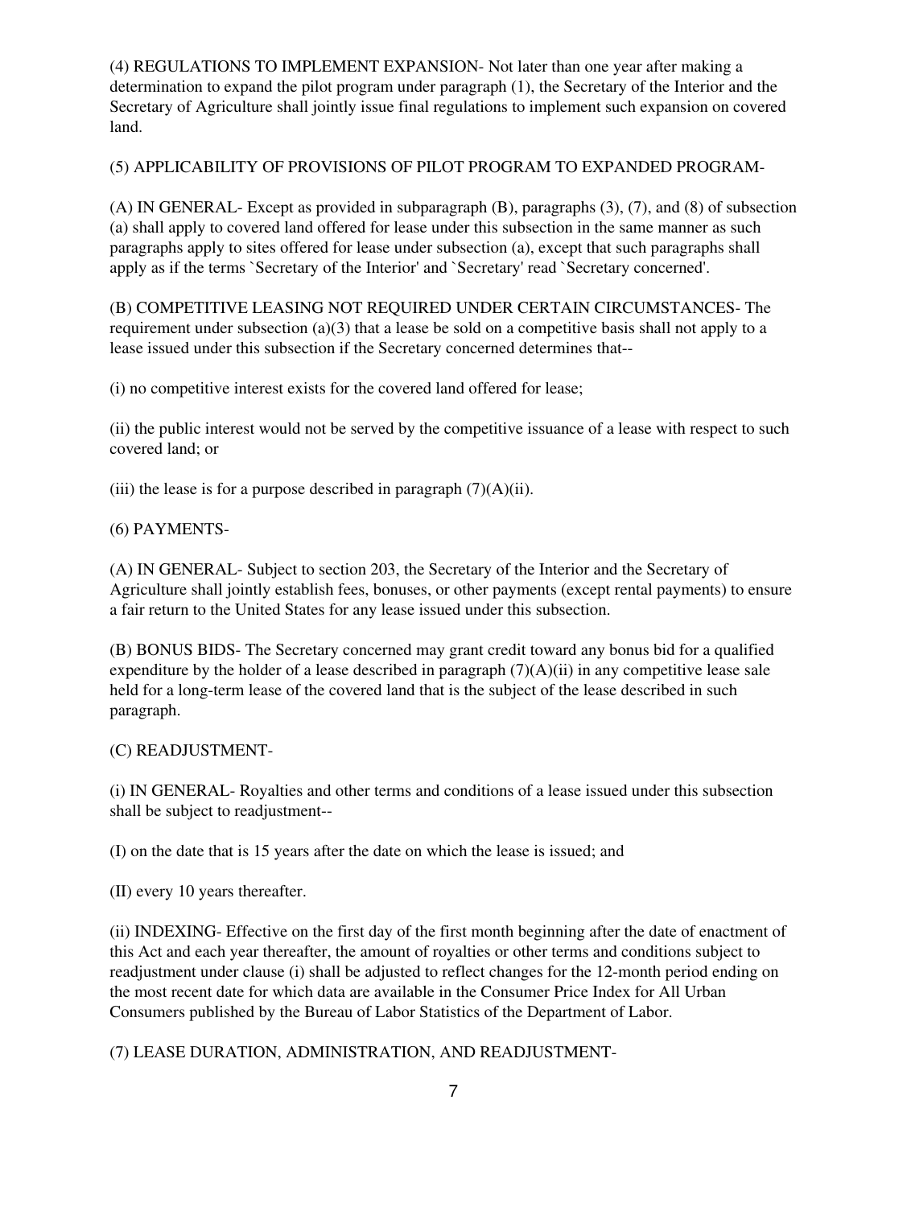(4) REGULATIONS TO IMPLEMENT EXPANSION- Not later than one year after making a determination to expand the pilot program under paragraph (1), the Secretary of the Interior and the Secretary of Agriculture shall jointly issue final regulations to implement such expansion on covered land.

(5) APPLICABILITY OF PROVISIONS OF PILOT PROGRAM TO EXPANDED PROGRAM-

(A) IN GENERAL- Except as provided in subparagraph (B), paragraphs (3), (7), and (8) of subsection (a) shall apply to covered land offered for lease under this subsection in the same manner as such paragraphs apply to sites offered for lease under subsection (a), except that such paragraphs shall apply as if the terms `Secretary of the Interior' and `Secretary' read `Secretary concerned'.

(B) COMPETITIVE LEASING NOT REQUIRED UNDER CERTAIN CIRCUMSTANCES- The requirement under subsection (a)(3) that a lease be sold on a competitive basis shall not apply to a lease issued under this subsection if the Secretary concerned determines that--

(i) no competitive interest exists for the covered land offered for lease;

(ii) the public interest would not be served by the competitive issuance of a lease with respect to such covered land; or

(iii) the lease is for a purpose described in paragraph (7)(A)(ii).

(6) PAYMENTS-

(A) IN GENERAL- Subject to section 203, the Secretary of the Interior and the Secretary of Agriculture shall jointly establish fees, bonuses, or other payments (except rental payments) to ensure a fair return to the United States for any lease issued under this subsection.

(B) BONUS BIDS- The Secretary concerned may grant credit toward any bonus bid for a qualified expenditure by the holder of a lease described in paragraph (7)(A)(ii) in any competitive lease sale held for a long-term lease of the covered land that is the subject of the lease described in such paragraph.

(C) READJUSTMENT-

(i) IN GENERAL- Royalties and other terms and conditions of a lease issued under this subsection shall be subject to readjustment--

(I) on the date that is 15 years after the date on which the lease is issued; and

(II) every 10 years thereafter.

(ii) INDEXING- Effective on the first day of the first month beginning after the date of enactment of this Act and each year thereafter, the amount of royalties or other terms and conditions subject to readjustment under clause (i) shall be adjusted to reflect changes for the 12-month period ending on the most recent date for which data are available in the Consumer Price Index for All Urban Consumers published by the Bureau of Labor Statistics of the Department of Labor.

(7) LEASE DURATION, ADMINISTRATION, AND READJUSTMENT-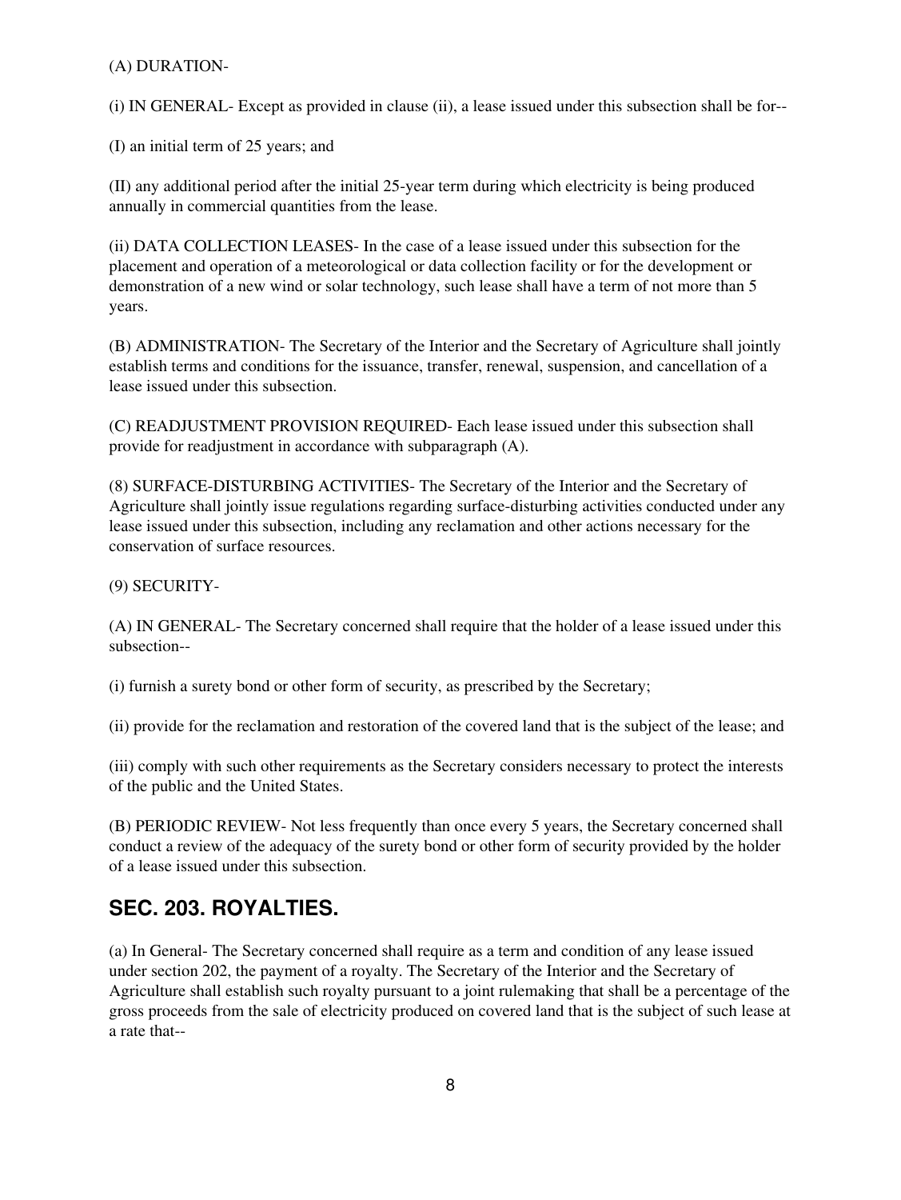(A) DURATION-

(i) IN GENERAL- Except as provided in clause (ii), a lease issued under this subsection shall be for--

(I) an initial term of 25 years; and

(II) any additional period after the initial 25-year term during which electricity is being produced annually in commercial quantities from the lease.

(ii) DATA COLLECTION LEASES- In the case of a lease issued under this subsection for the placement and operation of a meteorological or data collection facility or for the development or demonstration of a new wind or solar technology, such lease shall have a term of not more than 5 years.

(B) ADMINISTRATION- The Secretary of the Interior and the Secretary of Agriculture shall jointly establish terms and conditions for the issuance, transfer, renewal, suspension, and cancellation of a lease issued under this subsection.

(C) READJUSTMENT PROVISION REQUIRED- Each lease issued under this subsection shall provide for readjustment in accordance with subparagraph (A).

(8) SURFACE-DISTURBING ACTIVITIES- The Secretary of the Interior and the Secretary of Agriculture shall jointly issue regulations regarding surface-disturbing activities conducted under any lease issued under this subsection, including any reclamation and other actions necessary for the conservation of surface resources.

(9) SECURITY-

(A) IN GENERAL- The Secretary concerned shall require that the holder of a lease issued under this subsection--

(i) furnish a surety bond or other form of security, as prescribed by the Secretary;

(ii) provide for the reclamation and restoration of the covered land that is the subject of the lease; and

(iii) comply with such other requirements as the Secretary considers necessary to protect the interests of the public and the United States.

(B) PERIODIC REVIEW- Not less frequently than once every 5 years, the Secretary concerned shall conduct a review of the adequacy of the surety bond or other form of security provided by the holder of a lease issued under this subsection.

## SEC. 203. ROYALTIES.

(a) In General- The Secretary concerned shall require as a term and condition of any lease issued under section 202, the payment of a royalty. The Secretary of the Interior and the Secretary of Agriculture shall establish such royalty pursuant to a joint rulemaking that shall be a percentage of the gross proceeds from the sale of electricity produced on covered land that is the subject of such lease at a rate that--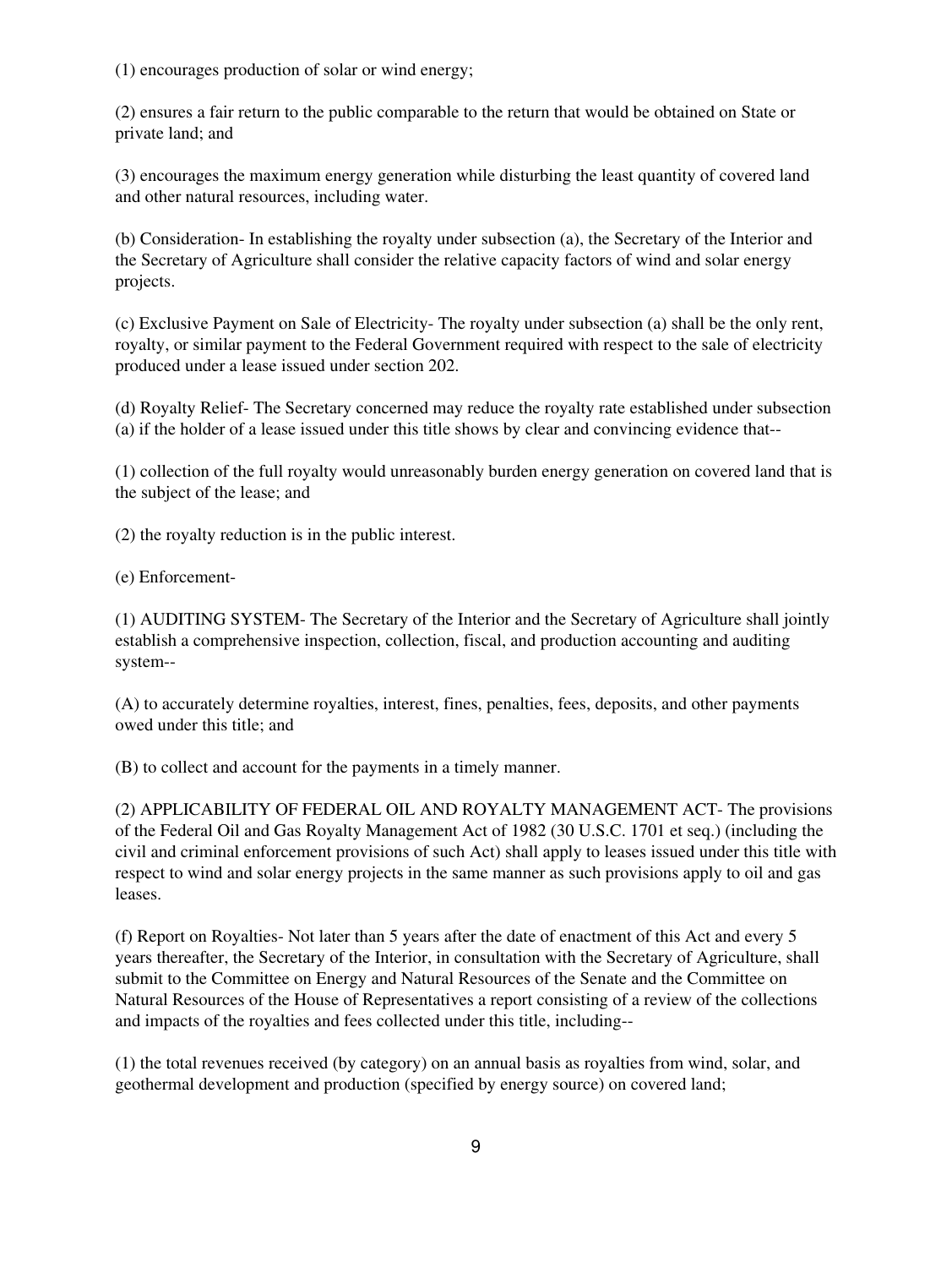(1) encourages production of solar or wind energy;

(2) ensures a fair return to the public comparable to the return that would be obtained on State or private land; and

(3) encourages the maximum energy generation while disturbing the least quantity of covered land and other natural resources, including water.

(b) Consideration- In establishing the royalty under subsection (a), the Secretary of the Interior and the Secretary of Agriculture shall consider the relative capacity factors of wind and solar energy projects.

(c) Exclusive Payment on Sale of Electricity- The royalty under subsection (a) shall be the only rent, royalty, or similar payment to the Federal Government required with respect to the sale of electricity produced under a lease issued under section 202.

(d) Royalty Relief- The Secretary concerned may reduce the royalty rate established under subsection (a) if the holder of a lease issued under this title shows by clear and convincing evidence that--

(1) collection of the full royalty would unreasonably burden energy generation on covered land that is the subject of the lease; and

(2) the royalty reduction is in the public interest.

(e) Enforcement-

(1) AUDITING SYSTEM- The Secretary of the Interior and the Secretary of Agriculture shall jointly establish a comprehensive inspection, collection, fiscal, and production accounting and auditing system--

(A) to accurately determine royalties, interest, fines, penalties, fees, deposits, and other payments owed under this title; and

(B) to collect and account for the payments in a timely manner.

(2) APPLICABILITY OF FEDERAL OIL AND ROYALTY MANAGEMENT ACT- The provisions of the Federal Oil and Gas Royalty Management Act of 1982 (30 U.S.C. 1701 et seq.) (including the civil and criminal enforcement provisions of such Act) shall apply to leases issued under this title with respect to wind and solar energy projects in the same manner as such provisions apply to oil and gas leases.

(f) Report on Royalties- Not later than 5 years after the date of enactment of this Act and every 5 years thereafter, the Secretary of the Interior, in consultation with the Secretary of Agriculture, shall submit to the Committee on Energy and Natural Resources of the Senate and the Committee on Natural Resources of the House of Representatives a report consisting of a review of the collections and impacts of the royalties and fees collected under this title, including--

(1) the total revenues received (by category) on an annual basis as royalties from wind, solar, and geothermal development and production (specified by energy source) on covered land;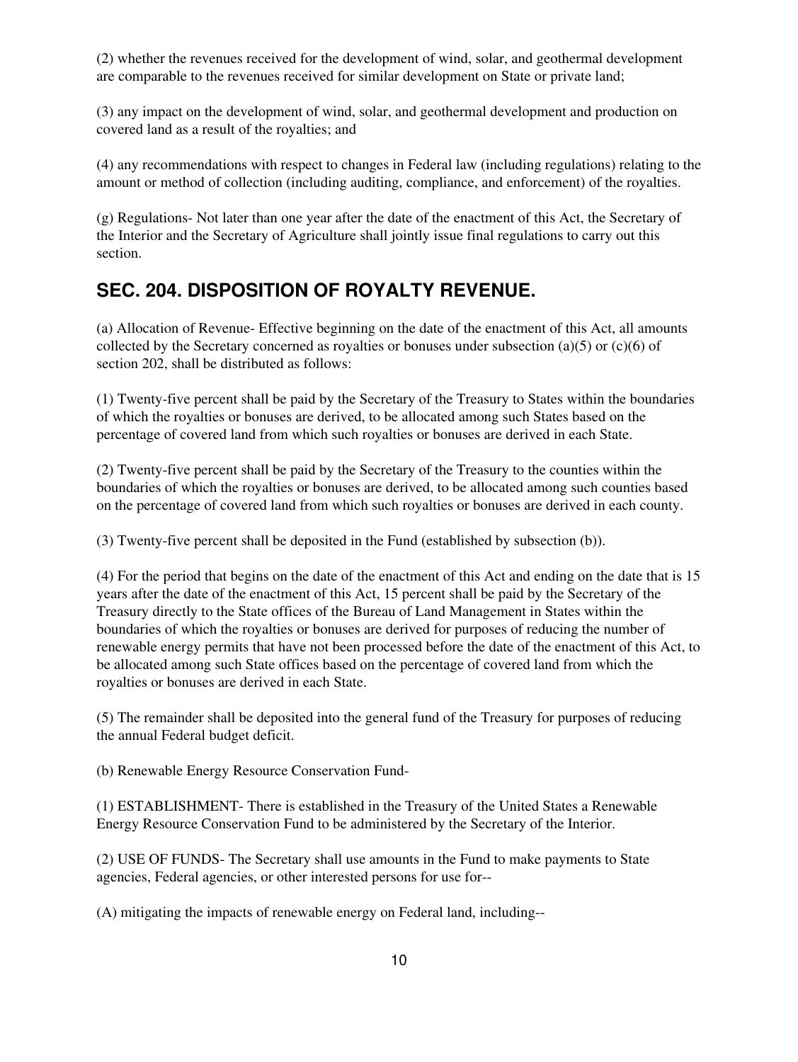(2) whether the revenues received for the development of wind, solar, and geothermal development are comparable to the revenues received for similar development on State or private land;

(3) any impact on the development of wind, solar, and geothermal development and production on covered land as a result of the royalties; and

(4) any recommendations with respect to changes in Federal law (including regulations) relating to the amount or method of collection (including auditing, compliance, and enforcement) of the royalties.

(g) Regulations- Not later than one year after the date of the enactment of this Act, the Secretary of the Interior and the Secretary of Agriculture shall jointly issue final regulations to carry out this section.

## SEC. 204. DISPOSITION OF ROYALTY REVENUE.

(a) Allocation of Revenue- Effective beginning on the date of the enactment of this Act, all amounts collected by the Secretary concerned as royalties or bonuses under subsection (a)(5) or (c)(6) of section 202, shall be distributed as follows:

(1) Twenty-five percent shall be paid by the Secretary of the Treasury to States within the boundaries of which the royalties or bonuses are derived, to be allocated among such States based on the percentage of covered land from which such royalties or bonuses are derived in each State.

(2) Twenty-five percent shall be paid by the Secretary of the Treasury to the counties within the boundaries of which the royalties or bonuses are derived, to be allocated among such counties based on the percentage of covered land from which such royalties or bonuses are derived in each county.

(3) Twenty-five percent shall be deposited in the Fund (established by subsection (b)).

(4) For the period that begins on the date of the enactment of this Act and ending on the date that is 15 years after the date of the enactment of this Act, 15 percent shall be paid by the Secretary of the Treasury directly to the State offices of the Bureau of Land Management in States within the boundaries of which the royalties or bonuses are derived for purposes of reducing the number of renewable energy permits that have not been processed before the date of the enactment of this Act, to be allocated among such State offices based on the percentage of covered land from which the royalties or bonuses are derived in each State.

(5) The remainder shall be deposited into the general fund of the Treasury for purposes of reducing the annual Federal budget deficit.

(b) Renewable Energy Resource Conservation Fund-

(1) ESTABLISHMENT- There is established in the Treasury of the United States a Renewable Energy Resource Conservation Fund to be administered by the Secretary of the Interior.

(2) USE OF FUNDS- The Secretary shall use amounts in the Fund to make payments to State agencies, Federal agencies, or other interested persons for use for--

(A) mitigating the impacts of renewable energy on Federal land, including--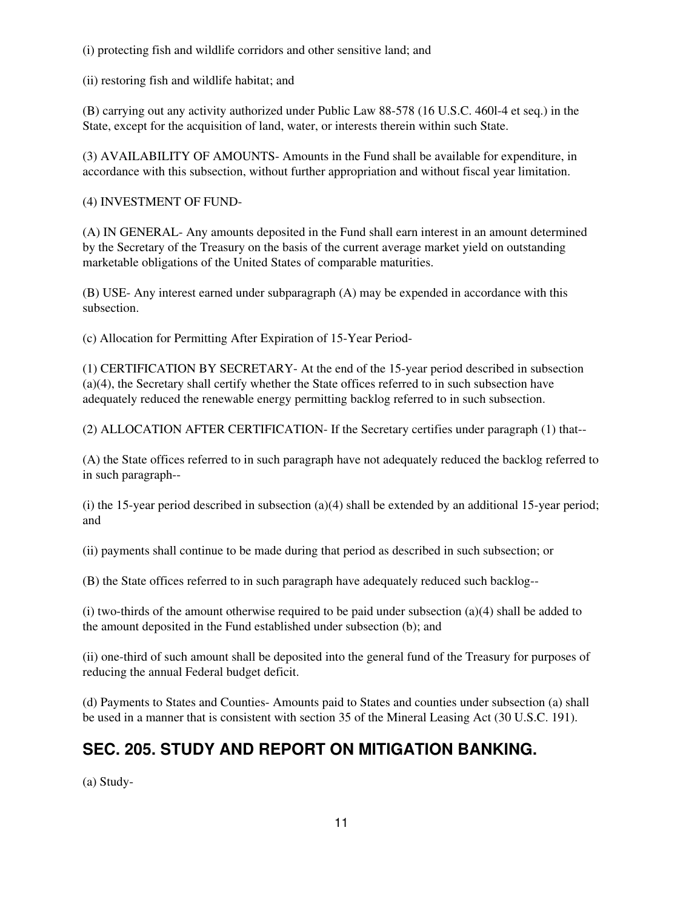(i) protecting fish and wildlife corridors and other sensitive land; and

(ii) restoring fish and wildlife habitat; and

(B) carrying out any activity authorized under Public Law 88-578 (16 U.S.C. 460l-4 et seq.) in the State, except for the acquisition of land, water, or interests therein within such State.

(3) AVAILABILITY OF AMOUNTS- Amounts in the Fund shall be available for expenditure, in accordance with this subsection, without further appropriation and without fiscal year limitation.

(4) INVESTMENT OF FUND-

(A) IN GENERAL- Any amounts deposited in the Fund shall earn interest in an amount determined by the Secretary of the Treasury on the basis of the current average market yield on outstanding marketable obligations of the United States of comparable maturities.

(B) USE- Any interest earned under subparagraph (A) may be expended in accordance with this subsection.

(c) Allocation for Permitting After Expiration of 15-Year Period-

(1) CERTIFICATION BY SECRETARY- At the end of the 15-year period described in subsection (a)(4), the Secretary shall certify whether the State offices referred to in such subsection have adequately reduced the renewable energy permitting backlog referred to in such subsection.

(2) ALLOCATION AFTER CERTIFICATION- If the Secretary certifies under paragraph (1) that--

(A) the State offices referred to in such paragraph have not adequately reduced the backlog referred to in such paragraph--

(i) the 15-year period described in subsection (a)(4) shall be extended by an additional 15-year period; and

(ii) payments shall continue to be made during that period as described in such subsection; or

(B) the State offices referred to in such paragraph have adequately reduced such backlog--

(i) two-thirds of the amount otherwise required to be paid under subsection (a)(4) shall be added to the amount deposited in the Fund established under subsection (b); and

(ii) one-third of such amount shall be deposited into the general fund of the Treasury for purposes of reducing the annual Federal budget deficit.

(d) Payments to States and Counties- Amounts paid to States and counties under subsection (a) shall be used in a manner that is consistent with section 35 of the Mineral Leasing Act (30 U.S.C. 191).

## SEC. 205. STUDY AND REPORT ON MITIGATION BANKING.

(a) Study-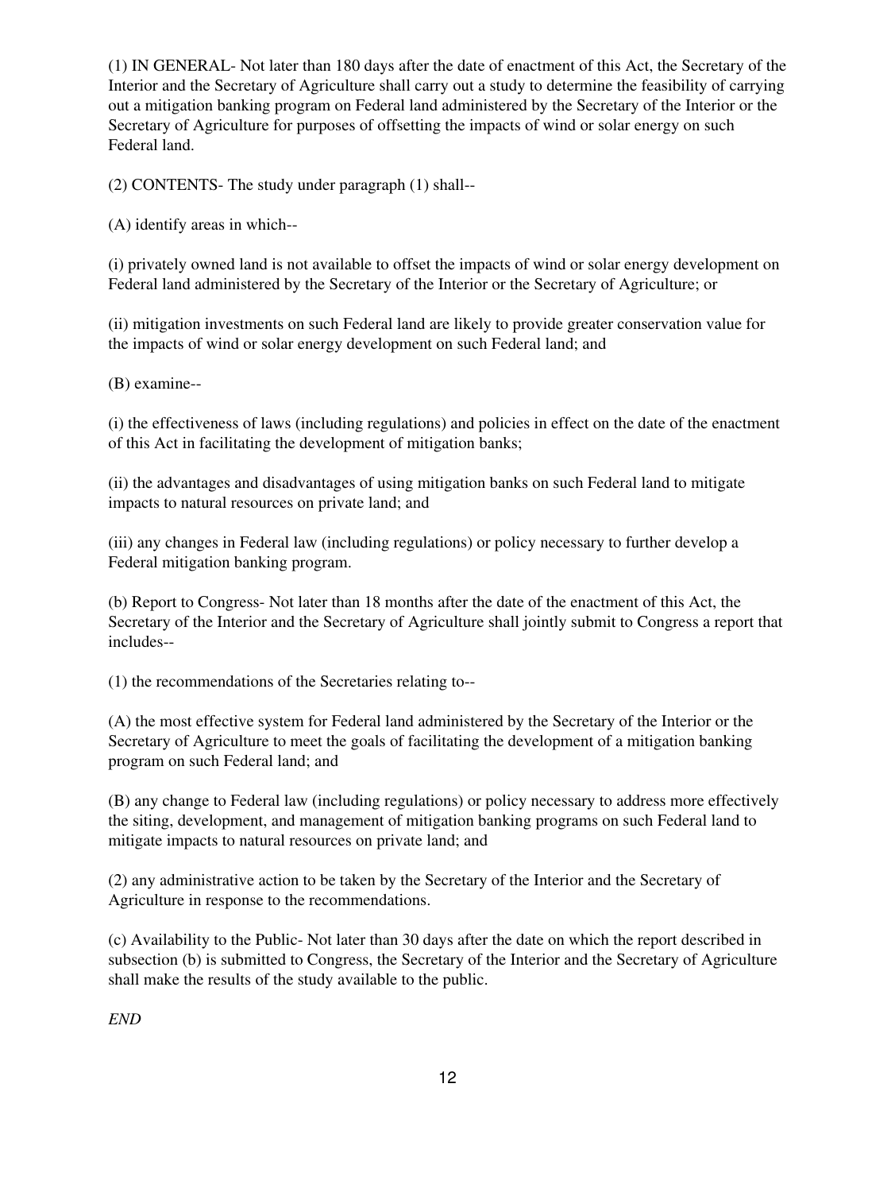(1) IN GENERAL- Not later than 180 days after the date of enactment of this Act, the Secretary of the Interior and the Secretary of Agriculture shall carry out a study to determine the feasibility of carrying out a mitigation banking program on Federal land administered by the Secretary of the Interior or the Secretary of Agriculture for purposes of offsetting the impacts of wind or solar energy on such Federal land.

(2) CONTENTS- The study under paragraph (1) shall--

(A) identify areas in which--

(i) privately owned land is not available to offset the impacts of wind or solar energy development on Federal land administered by the Secretary of the Interior or the Secretary of Agriculture; or

(ii) mitigation investments on such Federal land are likely to provide greater conservation value for the impacts of wind or solar energy development on such Federal land; and

(B) examine--

(i) the effectiveness of laws (including regulations) and policies in effect on the date of the enactment of this Act in facilitating the development of mitigation banks;

(ii) the advantages and disadvantages of using mitigation banks on such Federal land to mitigate impacts to natural resources on private land; and

(iii) any changes in Federal law (including regulations) or policy necessary to further develop a Federal mitigation banking program.

(b) Report to Congress- Not later than 18 months after the date of the enactment of this Act, the Secretary of the Interior and the Secretary of Agriculture shall jointly submit to Congress a report that includes--

(1) the recommendations of the Secretaries relating to--

(A) the most effective system for Federal land administered by the Secretary of the Interior or the Secretary of Agriculture to meet the goals of facilitating the development of a mitigation banking program on such Federal land; and

(B) any change to Federal law (including regulations) or policy necessary to address more effectively the siting, development, and management of mitigation banking programs on such Federal land to mitigate impacts to natural resources on private land; and

(2) any administrative action to be taken by the Secretary of the Interior and the Secretary of Agriculture in response to the recommendations.

(c) Availability to the Public- Not later than 30 days after the date on which the report described in subsection (b) is submitted to Congress, the Secretary of the Interior and the Secretary of Agriculture shall make the results of the study available to the public.

*END*